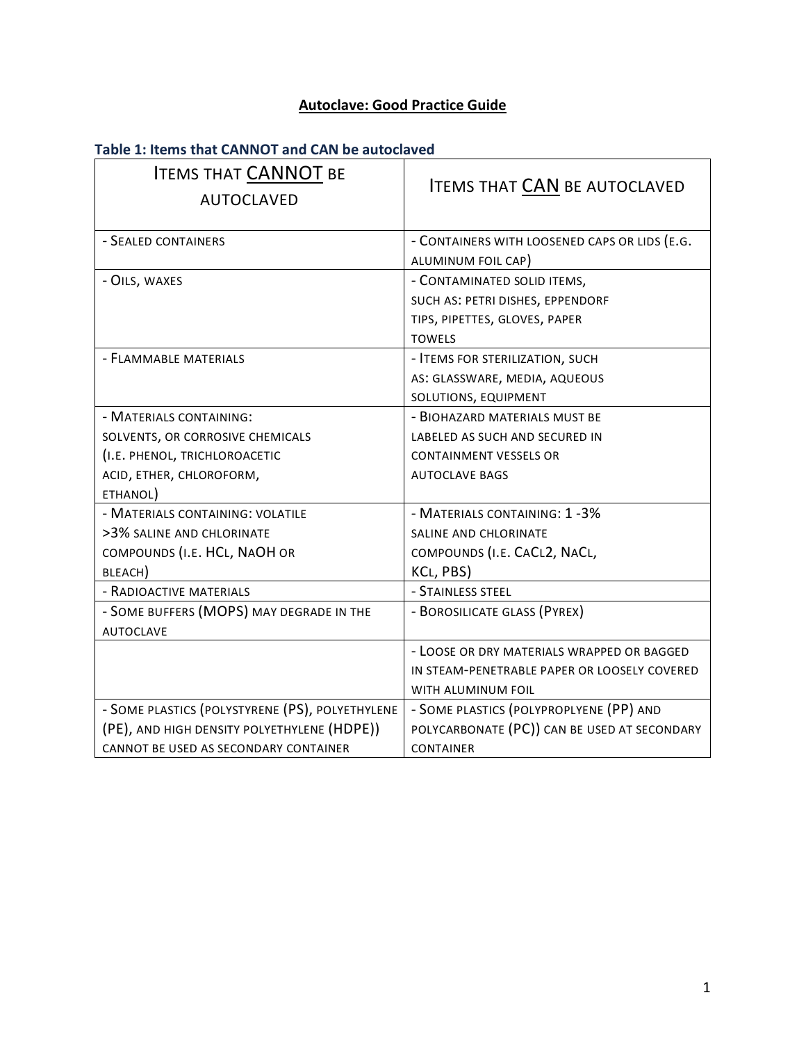# Autoclave: Good Practice Guide

**Table 1: Items that CANNOT and CAN be autoclaved**

| Items that CANNOT be autoclaved | Items that CAN be autoclaved |
|---|---|
| - Sealed containers | - Containers with loosened caps or lids (e.g. aluminum foil cap) |
| - Oils, waxes | - Contaminated solid items, such as: Petri dishes, Eppendorf tips, pipettes, gloves, paper towels |
| - Flammable materials | - Items for sterilization, such as: glassware, media, aqueous solutions, equipment |
| - Materials containing: solvents, or corrosive chemicals (i.e. phenol, trichloroacetic acid, ether, chloroform, ethanol) | - Biohazard materials must be labeled as such and secured in containment vessels or autoclave bags |
| - Materials containing: volatile >3% saline and chlorinate compounds (i.e. HCl, NaOH or bleach) | - Materials containing: 1 -3% saline and chlorinate compounds (i.e. $CaCl_2$, NaCl, KCl, PBS) |
| - Radioactive materials | - Stainless steel |
| - Some buffers (MOPS) may degrade in the autoclave | - Borosilicate glass (Pyrex) |
| | - Loose or dry materials wrapped or bagged in steam-penetrable paper or loosely covered with aluminum foil |
| - Some plastics (polystyrene (PS), polyethylene (PE), and high density polyethylene (HDPE)) cannot be used as secondary container | - Some plastics (polypropylene (PP) and polycarbonate (PC)) can be used at secondary container |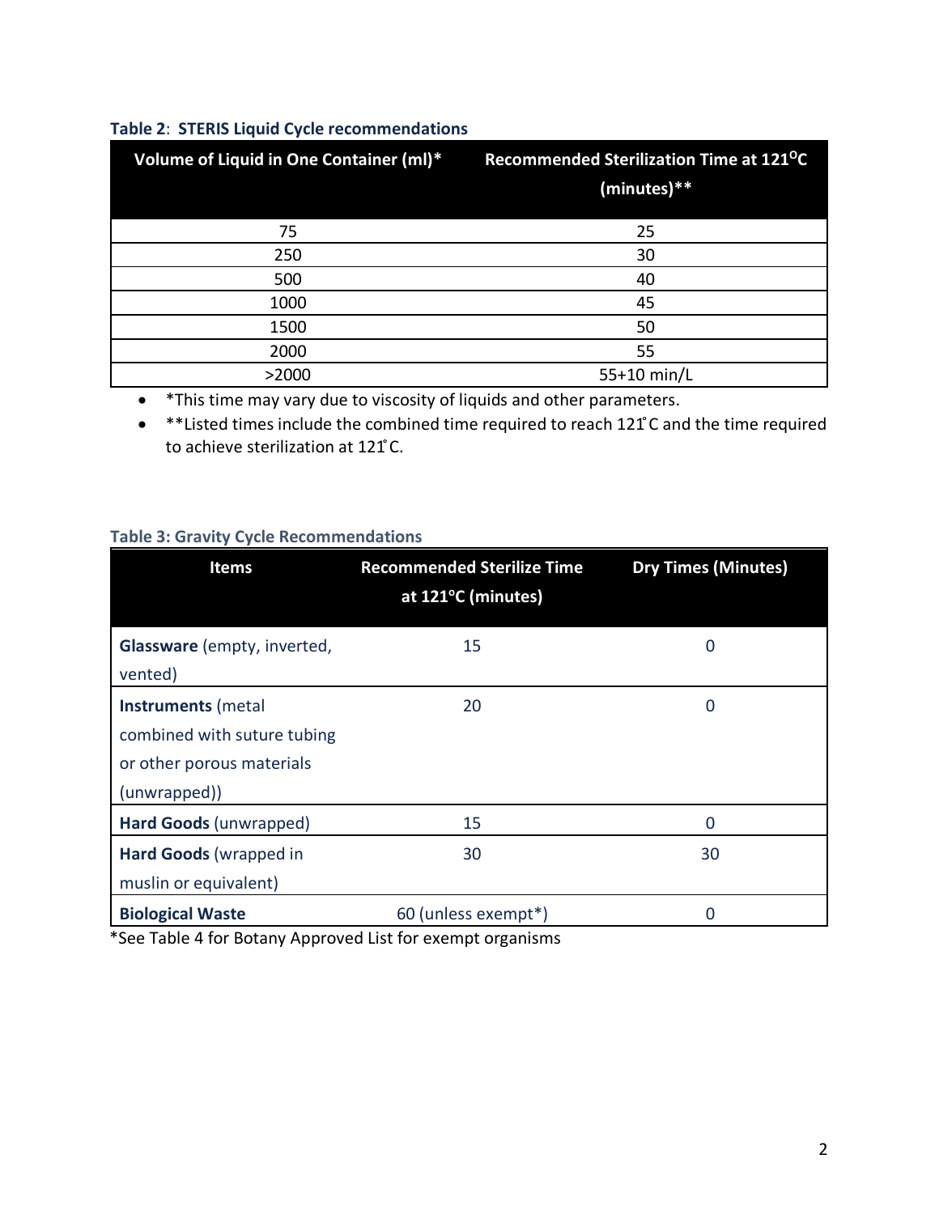**Table 2**: **STERIS Liquid Cycle recommendations**

| Volume of Liquid in One Container (ml)* | Recommended Sterilization Time at 121$^{O}$C (minutes)** |
|---|---|
| 75 | 25 |
| 250 | 30 |
| 500 | 40 |
| 1000 | 45 |
| 1500 | 50 |
| 2000 | 55 |
| >2000 | 55+10 min/L |

- *This time may vary due to viscosity of liquids and other parameters.
- **Listed times include the combined time required to reach 121˚C and the time required to achieve sterilization at 121˚C.

**Table 3: Gravity Cycle Recommendations**

| Items | Recommended Sterilize Time at 121°C (minutes) | Dry Times (Minutes) |
|---|---|---|
| **Glassware** (empty, inverted, vented) | 15 | 0 |
| **Instruments** (metal combined with suture tubing or other porous materials (unwrapped)) | 20 | 0 |
| **Hard Goods** (unwrapped) | 15 | 0 |
| **Hard Goods** (wrapped in muslin or equivalent) | 30 | 30 |
| **Biological Waste** | 60 (unless exempt*) | 0 |

*See Table 4 for Botany Approved List for exempt organisms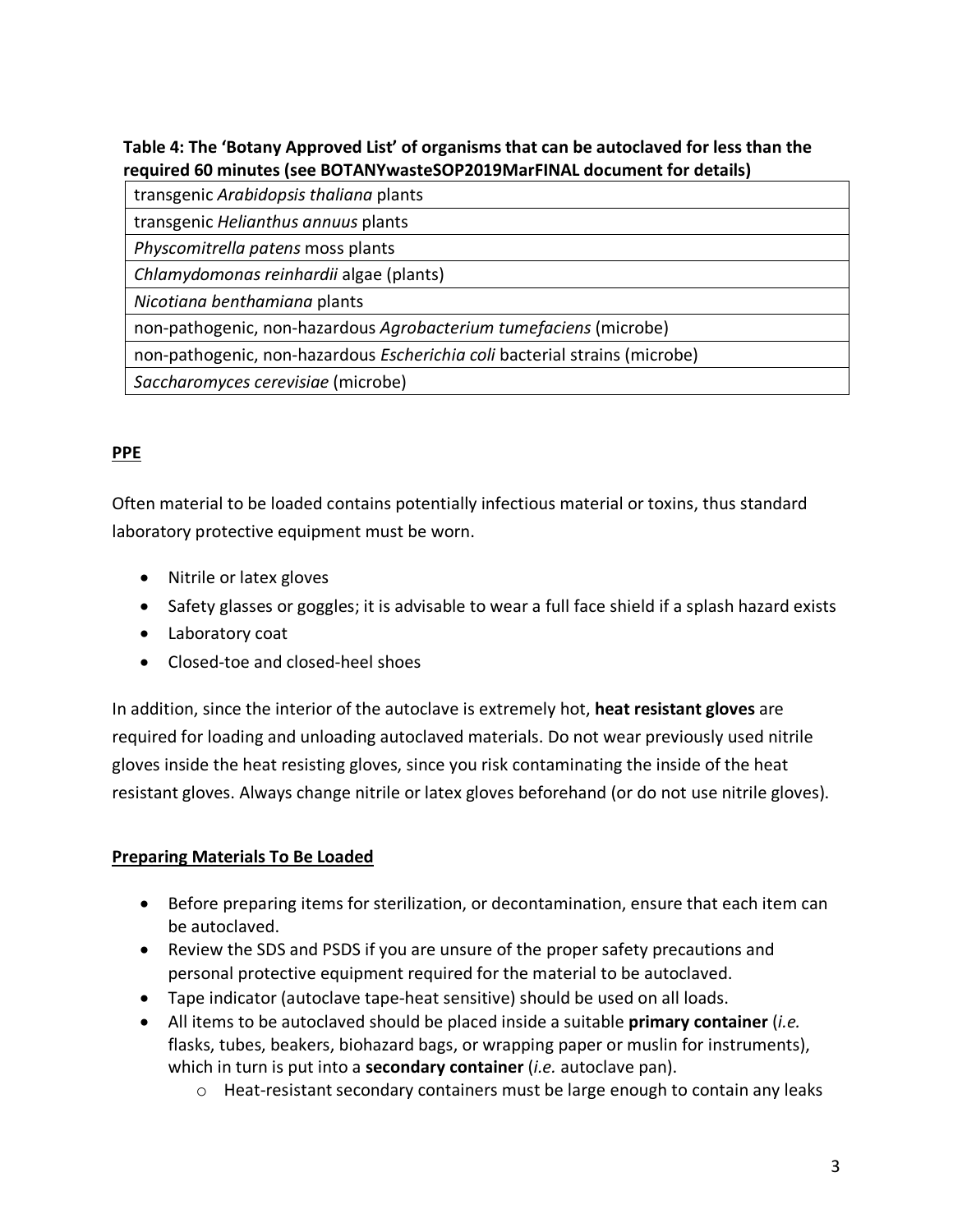**Table 4: The 'Botany Approved List' of organisms that can be autoclaved for less than the required 60 minutes (see BOTANYwasteSOP2019MarFINAL document for details)**

| |
|---|
| transgenic *Arabidopsis thaliana* plants |
| transgenic *Helianthus annuus* plants |
| *Physcomitrella patens* moss plants |
| *Chlamydomonas reinhardii* algae (plants) |
| *Nicotiana benthamiana* plants |
| non-pathogenic, non-hazardous *Agrobacterium tumefaciens* (microbe) |
| non-pathogenic, non-hazardous *Escherichia coli* bacterial strains (microbe) |
| *Saccharomyces cerevisiae* (microbe) |

## PPE

Often material to be loaded contains potentially infectious material or toxins, thus standard laboratory protective equipment must be worn.

- Nitrile or latex gloves
- Safety glasses or goggles; it is advisable to wear a full face shield if a splash hazard exists
- Laboratory coat
- Closed-toe and closed-heel shoes

In addition, since the interior of the autoclave is extremely hot, **heat resistant gloves** are required for loading and unloading autoclaved materials. Do not wear previously used nitrile gloves inside the heat resisting gloves, since you risk contaminating the inside of the heat resistant gloves. Always change nitrile or latex gloves beforehand (or do not use nitrile gloves).

## Preparing Materials To Be Loaded

- Before preparing items for sterilization, or decontamination, ensure that each item can be autoclaved.
- Review the SDS and PSDS if you are unsure of the proper safety precautions and personal protective equipment required for the material to be autoclaved.
- Tape indicator (autoclave tape-heat sensitive) should be used on all loads.
- All items to be autoclaved should be placed inside a suitable **primary container** (*i.e.* flasks, tubes, beakers, biohazard bags, or wrapping paper or muslin for instruments), which in turn is put into a **secondary container** (*i.e.* autoclave pan).
  - Heat-resistant secondary containers must be large enough to contain any leaks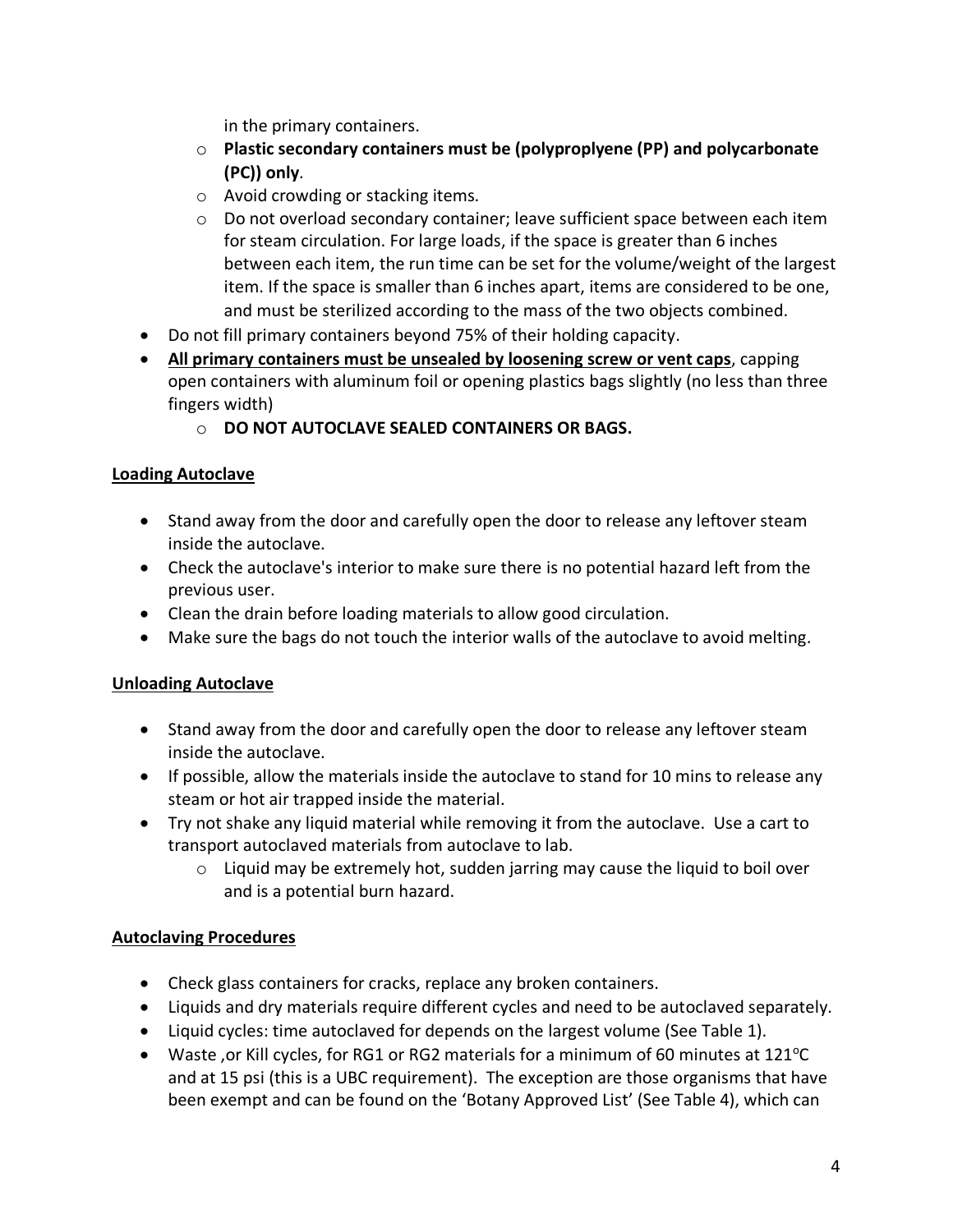in the primary containers.

  - **Plastic secondary containers must be (polyproplyene (PP) and polycarbonate (PC)) only**.
  - Avoid crowding or stacking items.
  - Do not overload secondary container; leave sufficient space between each item for steam circulation. For large loads, if the space is greater than 6 inches between each item, the run time can be set for the volume/weight of the largest item. If the space is smaller than 6 inches apart, items are considered to be one, and must be sterilized according to the mass of the two objects combined.

- Do not fill primary containers beyond 75% of their holding capacity.
- **<u>All primary containers must be unsealed by loosening screw or vent caps</u>**, capping open containers with aluminum foil or opening plastics bags slightly (no less than three fingers width)
  - **DO NOT AUTOCLAVE SEALED CONTAINERS OR BAGS.**

**<u>Loading Autoclave</u>**

- Stand away from the door and carefully open the door to release any leftover steam inside the autoclave.
- Check the autoclave's interior to make sure there is no potential hazard left from the previous user.
- Clean the drain before loading materials to allow good circulation.
- Make sure the bags do not touch the interior walls of the autoclave to avoid melting.

**<u>Unloading Autoclave</u>**

- Stand away from the door and carefully open the door to release any leftover steam inside the autoclave.
- If possible, allow the materials inside the autoclave to stand for 10 mins to release any steam or hot air trapped inside the material.
- Try not shake any liquid material while removing it from the autoclave. Use a cart to transport autoclaved materials from autoclave to lab.
  - Liquid may be extremely hot, sudden jarring may cause the liquid to boil over and is a potential burn hazard.

**<u>Autoclaving Procedures</u>**

- Check glass containers for cracks, replace any broken containers.
- Liquids and dry materials require different cycles and need to be autoclaved separately.
- Liquid cycles: time autoclaved for depends on the largest volume (See Table 1).
- Waste ,or Kill cycles, for RG1 or RG2 materials for a minimum of 60 minutes at 121°C and at 15 psi (this is a UBC requirement). The exception are those organisms that have been exempt and can be found on the 'Botany Approved List' (See Table 4), which can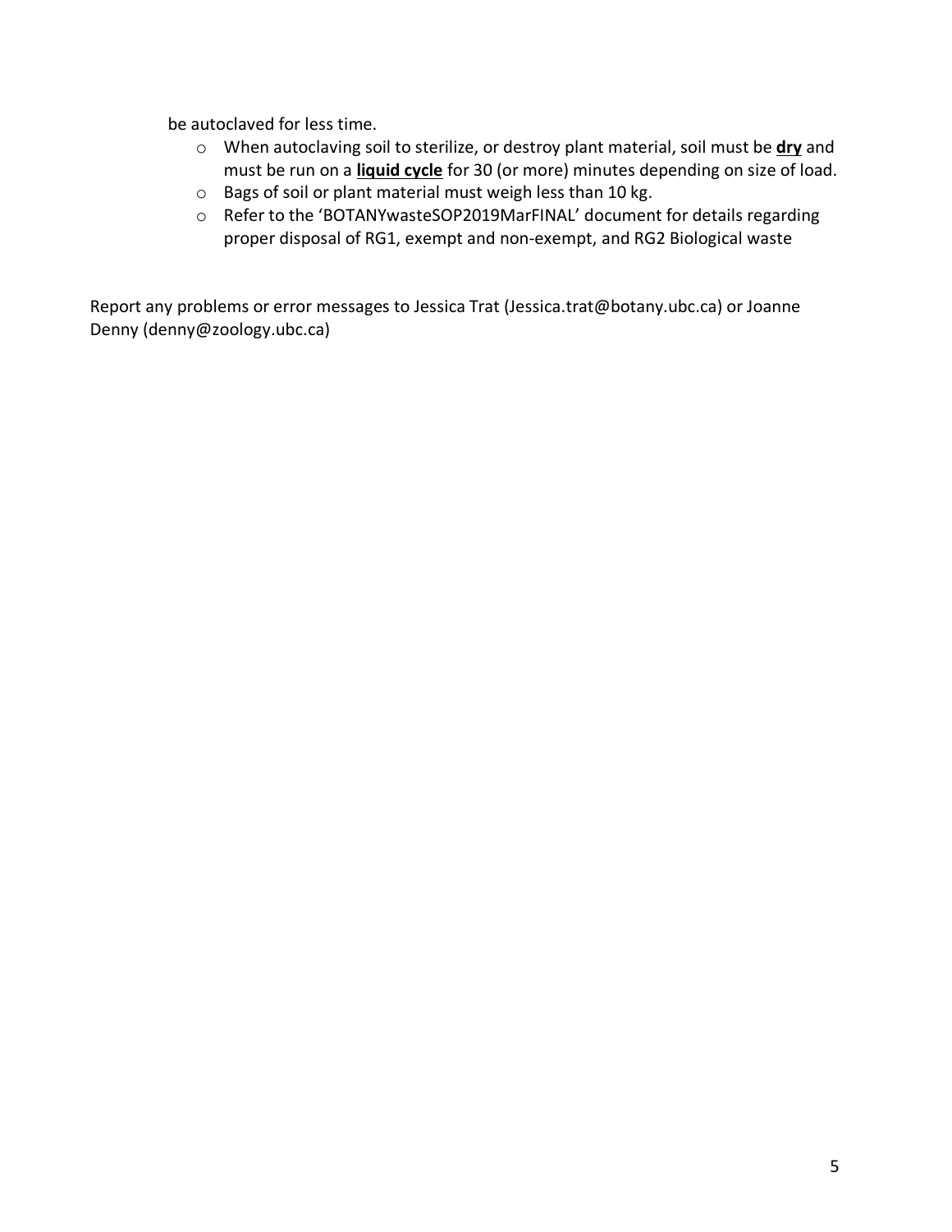be autoclaved for less time.

- When autoclaving soil to sterilize, or destroy plant material, soil must be **dry** and must be run on a **liquid cycle** for 30 (or more) minutes depending on size of load.
- Bags of soil or plant material must weigh less than 10 kg.
- Refer to the 'BOTANYwasteSOP2019MarFINAL' document for details regarding proper disposal of RG1, exempt and non-exempt, and RG2 Biological waste

Report any problems or error messages to Jessica Trat (Jessica.trat@botany.ubc.ca) or Joanne Denny (denny@zoology.ubc.ca)